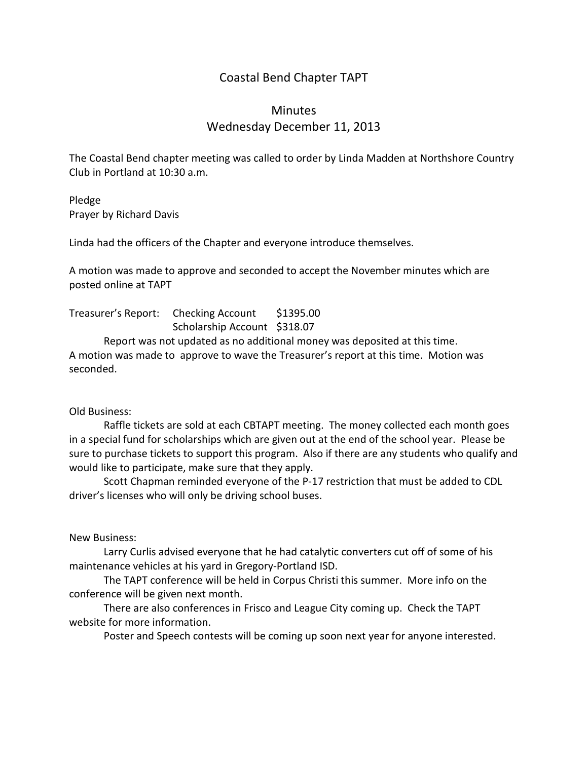# Coastal Bend Chapter TAPT

## Minutes
## Wednesday December 11, 2013

The Coastal Bend chapter meeting was called to order by Linda Madden at Northshore Country Club in Portland at 10:30 a.m.

Pledge
Prayer by Richard Davis

Linda had the officers of the Chapter and everyone introduce themselves.

A motion was made to approve and seconded to accept the November minutes which are posted online at TAPT

Treasurer's Report: Checking Account $1395.00
Scholarship Account $318.07

Report was not updated as no additional money was deposited at this time.
A motion was made to approve to wave the Treasurer's report at this time. Motion was seconded.

Old Business:

Raffle tickets are sold at each CBTAPT meeting. The money collected each month goes in a special fund for scholarships which are given out at the end of the school year. Please be sure to purchase tickets to support this program. Also if there are any students who qualify and would like to participate, make sure that they apply.

Scott Chapman reminded everyone of the P-17 restriction that must be added to CDL driver's licenses who will only be driving school buses.

New Business:

Larry Curlis advised everyone that he had catalytic converters cut off of some of his maintenance vehicles at his yard in Gregory-Portland ISD.

The TAPT conference will be held in Corpus Christi this summer. More info on the conference will be given next month.

There are also conferences in Frisco and League City coming up. Check the TAPT website for more information.

Poster and Speech contests will be coming up soon next year for anyone interested.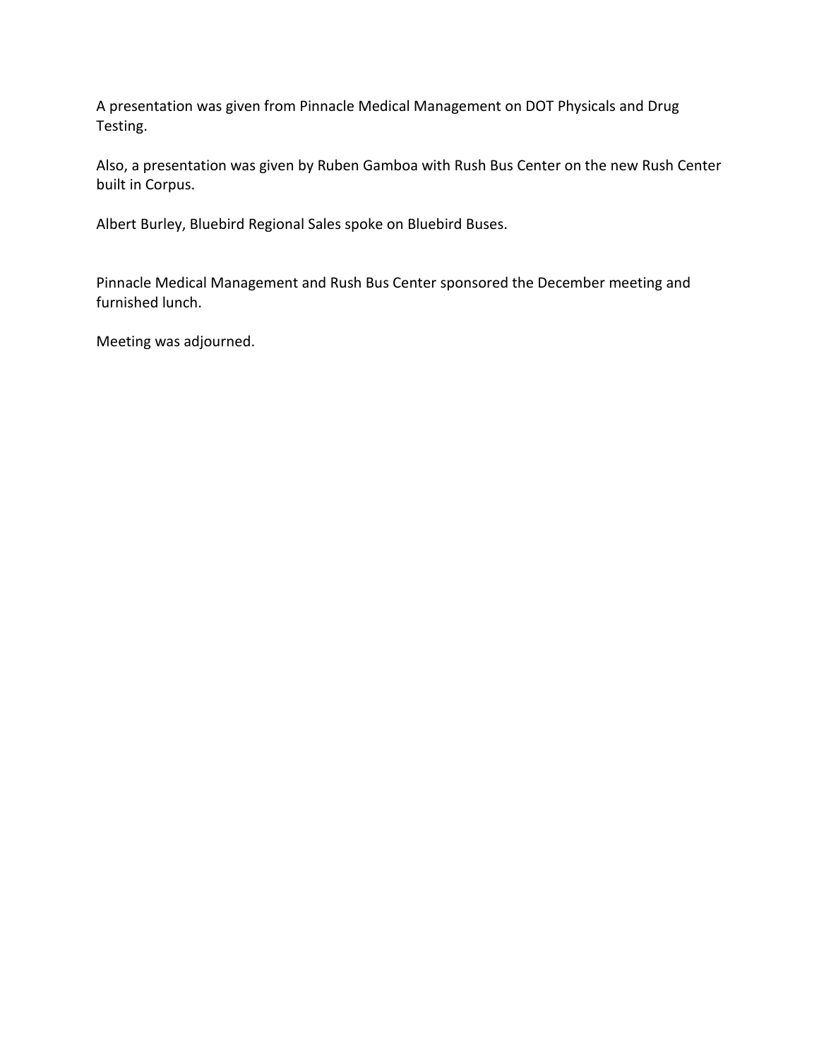A presentation was given from Pinnacle Medical Management on DOT Physicals and Drug Testing.

Also, a presentation was given by Ruben Gamboa with Rush Bus Center on the new Rush Center built in Corpus.

Albert Burley, Bluebird Regional Sales spoke on Bluebird Buses.

Pinnacle Medical Management and Rush Bus Center sponsored the December meeting and furnished lunch.

Meeting was adjourned.